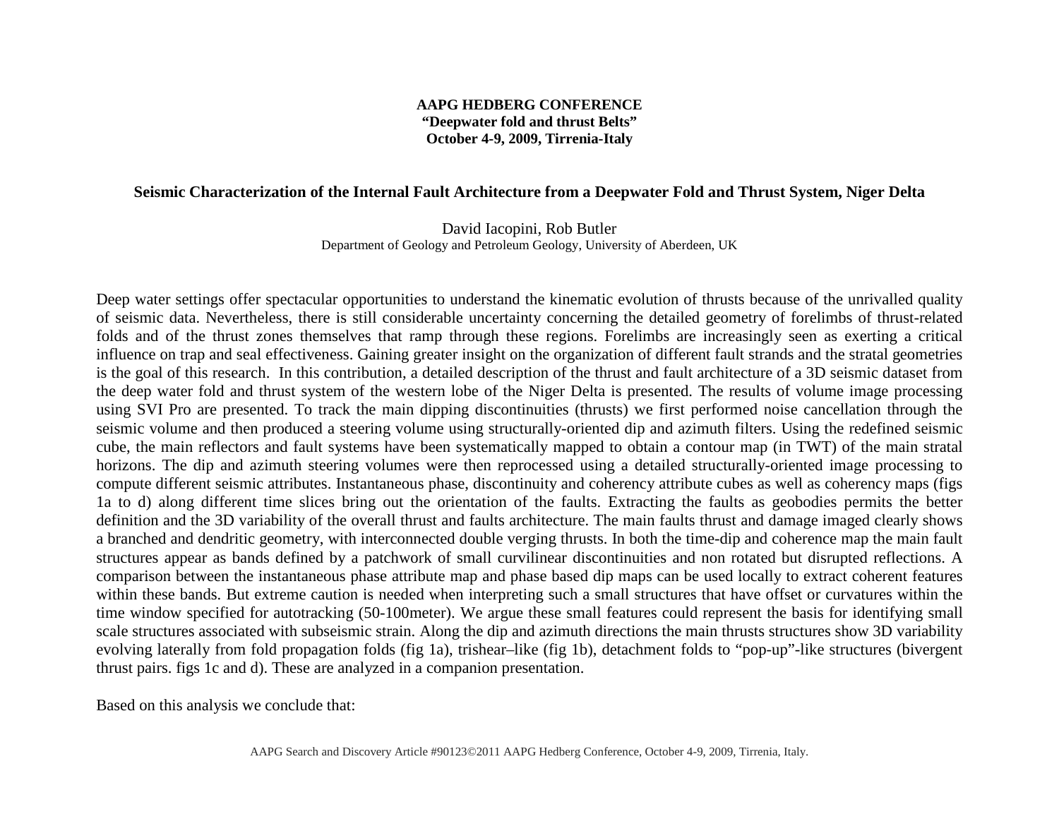**AAPG HEDBERG CONFERENCE**
**“Deepwater fold and thrust Belts”**
**October 4-9, 2009, Tirrenia-Italy**

# Seismic Characterization of the Internal Fault Architecture from a Deepwater Fold and Thrust System, Niger Delta

David Iacopini, Rob Butler
Department of Geology and Petroleum Geology, University of Aberdeen, UK

Deep water settings offer spectacular opportunities to understand the kinematic evolution of thrusts because of the unrivalled quality of seismic data. Nevertheless, there is still considerable uncertainty concerning the detailed geometry of forelimbs of thrust-related folds and of the thrust zones themselves that ramp through these regions. Forelimbs are increasingly seen as exerting a critical influence on trap and seal effectiveness. Gaining greater insight on the organization of different fault strands and the stratal geometries is the goal of this research. In this contribution, a detailed description of the thrust and fault architecture of a 3D seismic dataset from the deep water fold and thrust system of the western lobe of the Niger Delta is presented. The results of volume image processing using SVI Pro are presented. To track the main dipping discontinuities (thrusts) we first performed noise cancellation through the seismic volume and then produced a steering volume using structurally-oriented dip and azimuth filters. Using the redefined seismic cube, the main reflectors and fault systems have been systematically mapped to obtain a contour map (in TWT) of the main stratal horizons. The dip and azimuth steering volumes were then reprocessed using a detailed structurally-oriented image processing to compute different seismic attributes. Instantaneous phase, discontinuity and coherency attribute cubes as well as coherency maps (figs 1a to d) along different time slices bring out the orientation of the faults. Extracting the faults as geobodies permits the better definition and the 3D variability of the overall thrust and faults architecture. The main faults thrust and damage imaged clearly shows a branched and dendritic geometry, with interconnected double verging thrusts. In both the time-dip and coherence map the main fault structures appear as bands defined by a patchwork of small curvilinear discontinuities and non rotated but disrupted reflections. A comparison between the instantaneous phase attribute map and phase based dip maps can be used locally to extract coherent features within these bands. But extreme caution is needed when interpreting such a small structures that have offset or curvatures within the time window specified for autotracking (50-100meter). We argue these small features could represent the basis for identifying small scale structures associated with subseismic strain. Along the dip and azimuth directions the main thrusts structures show 3D variability evolving laterally from fold propagation folds (fig 1a), trishear–like (fig 1b), detachment folds to “pop-up”-like structures (bivergent thrust pairs. figs 1c and d). These are analyzed in a companion presentation.

Based on this analysis we conclude that: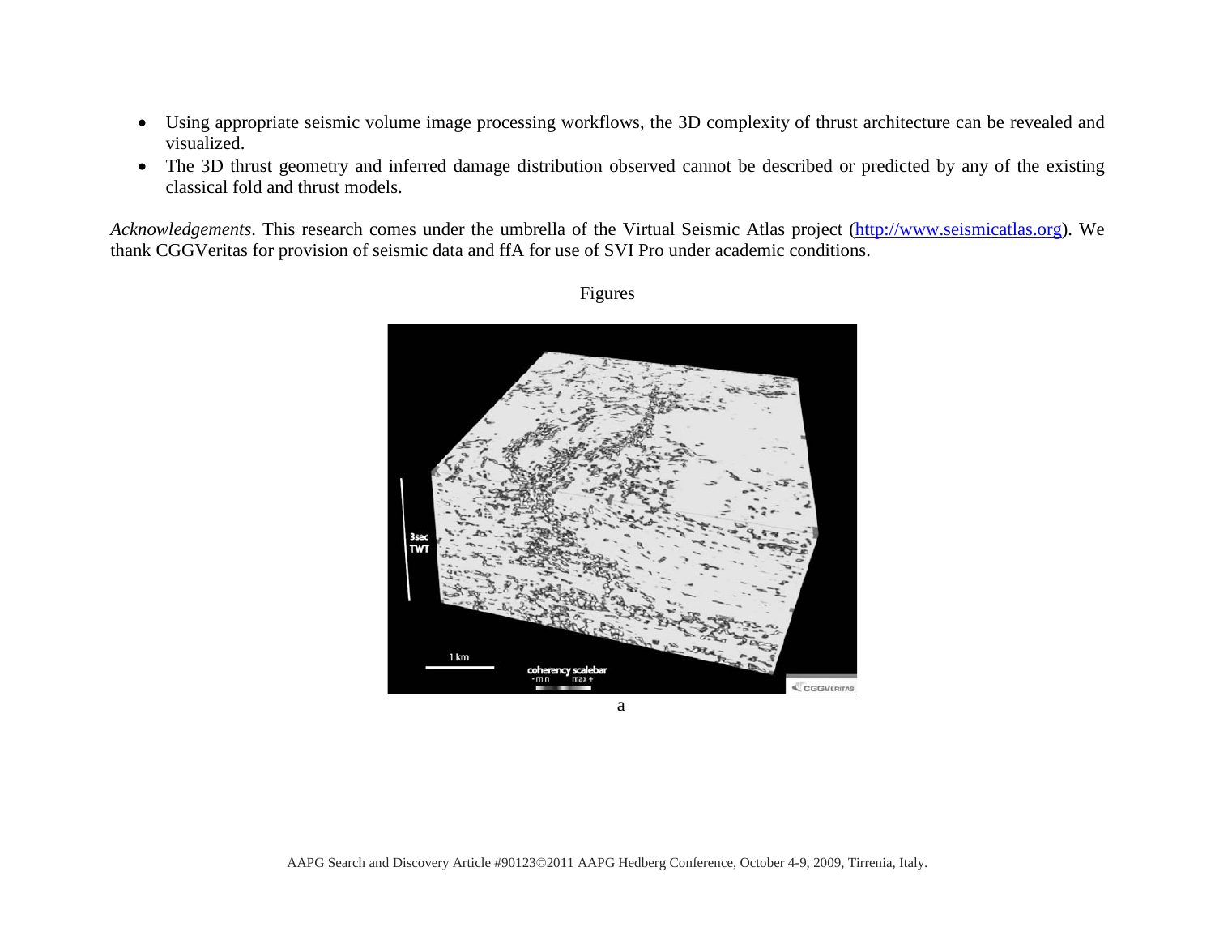- Using appropriate seismic volume image processing workflows, the 3D complexity of thrust architecture can be revealed and visualized.
- The 3D thrust geometry and inferred damage distribution observed cannot be described or predicted by any of the existing classical fold and thrust models.

*Acknowledgements*. This research comes under the umbrella of the Virtual Seismic Atlas project (http://www.seismicatlas.org). We thank CGGVeritas for provision of seismic data and ffA for use of SVI Pro under academic conditions.

Figures

a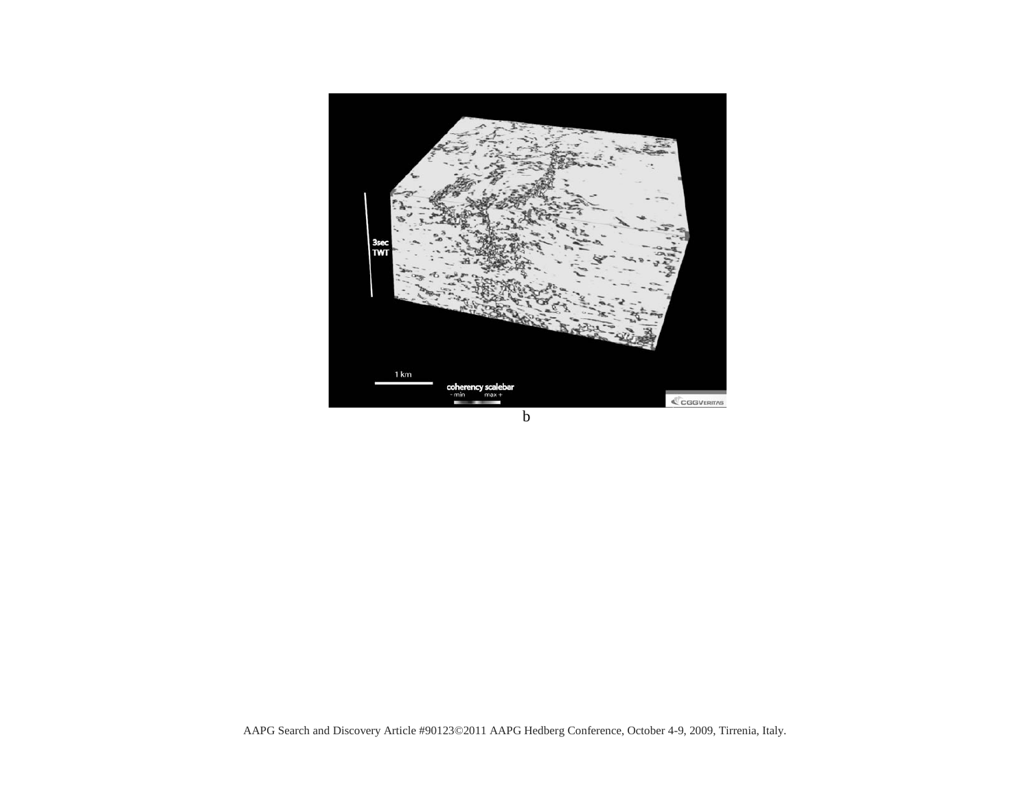b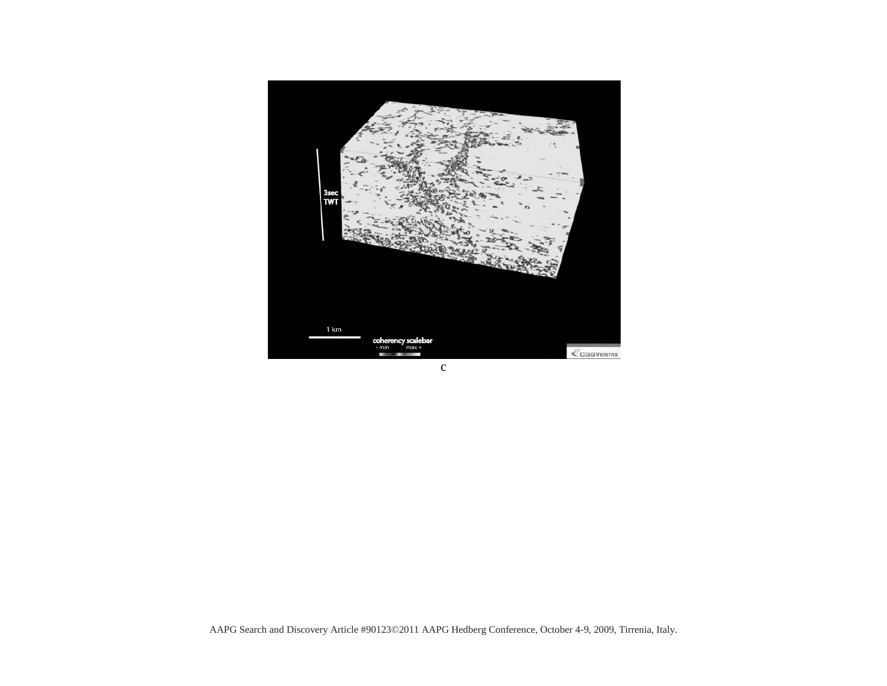c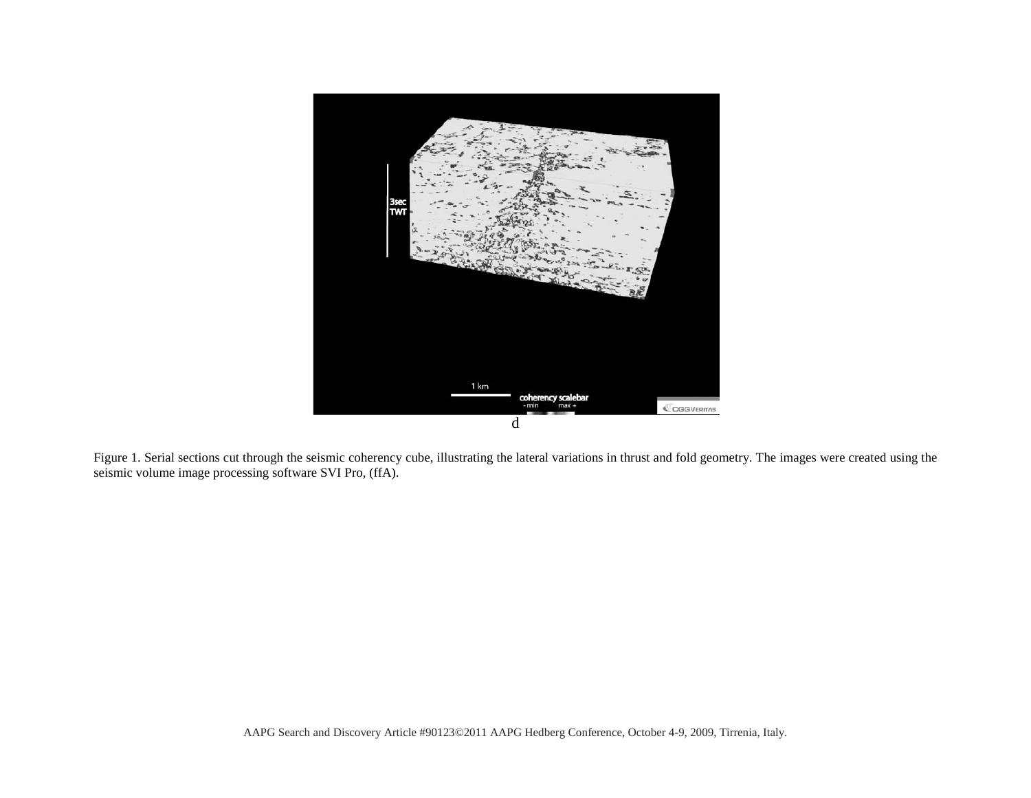3sec
TWT

1 km

coherency scalebar
- min max +

CGGVeritas

d

Figure 1. Serial sections cut through the seismic coherency cube, illustrating the lateral variations in thrust and fold geometry. The images were created using the seismic volume image processing software SVI Pro, (ffA).